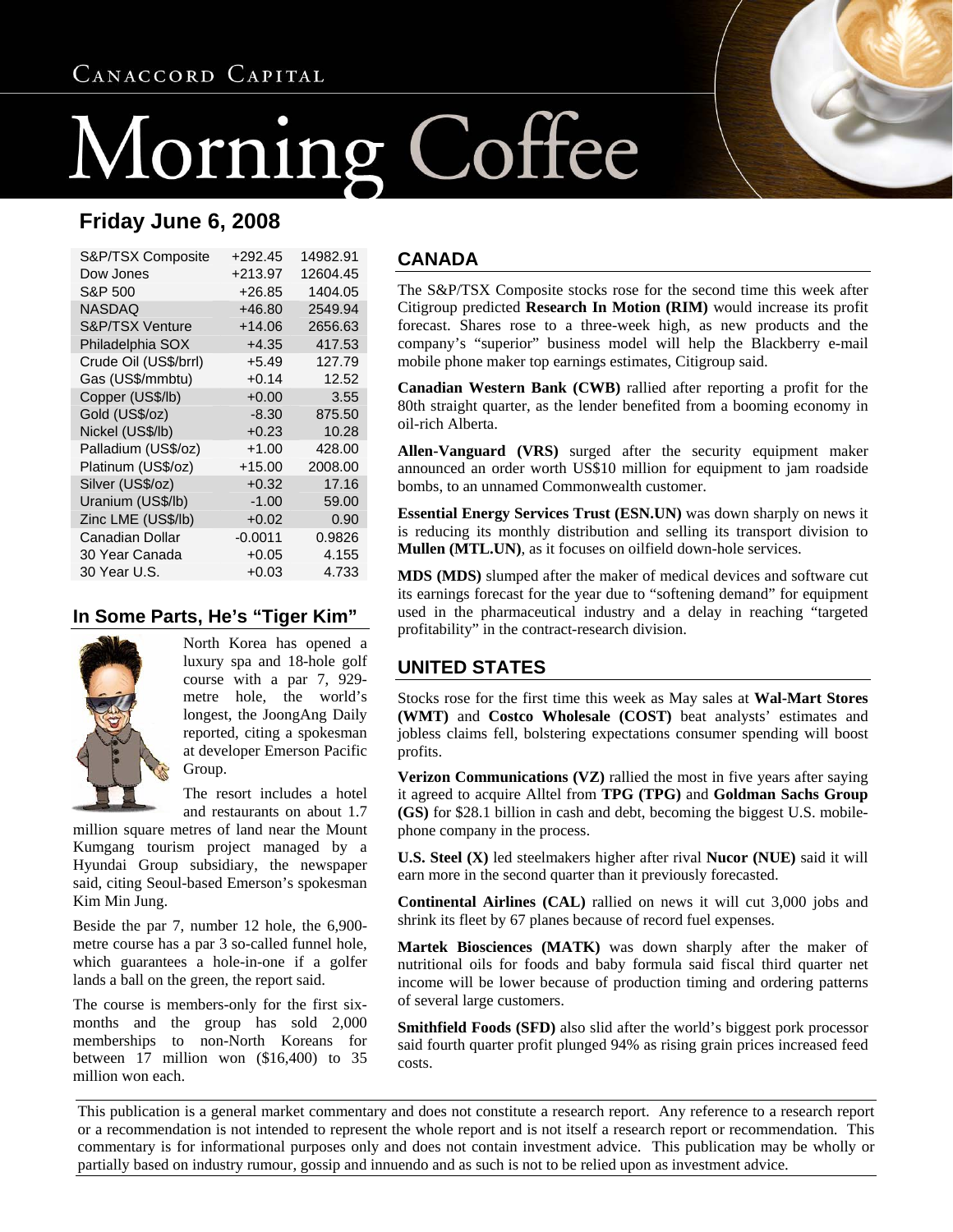# Canaccord Capital Morning Coffee

## Friday June 6, 2008

| | | |
|---|---|---|
| S&P/TSX Composite | +292.45 | 14982.91 |
| Dow Jones | +213.97 | 12604.45 |
| S&P 500 | +26.85 | 1404.05 |
| NASDAQ | +46.80 | 2549.94 |
| S&P/TSX Venture | +14.06 | 2656.63 |
| Philadelphia SOX | +4.35 | 417.53 |
| Crude Oil (US$/brrl) | +5.49 | 127.79 |
| Gas (US$/mmbtu) | +0.14 | 12.52 |
| Copper (US$/lb) | +0.00 | 3.55 |
| Gold (US$/oz) | -8.30 | 875.50 |
| Nickel (US$/lb) | +0.23 | 10.28 |
| Palladium (US$/oz) | +1.00 | 428.00 |
| Platinum (US$/oz) | +15.00 | 2008.00 |
| Silver (US$/oz) | +0.32 | 17.16 |
| Uranium (US$/lb) | -1.00 | 59.00 |
| Zinc LME (US$/lb) | +0.02 | 0.90 |
| Canadian Dollar | -0.0011 | 0.9826 |
| 30 Year Canada | +0.05 | 4.155 |
| 30 Year U.S. | +0.03 | 4.733 |

## In Some Parts, He's "Tiger Kim"

North Korea has opened a luxury spa and 18-hole golf course with a par 7, 929-metre hole, the world's longest, the JoongAng Daily reported, citing a spokesman at developer Emerson Pacific Group.

The resort includes a hotel and restaurants on about 1.7 million square metres of land near the Mount Kumgang tourism project managed by a Hyundai Group subsidiary, the newspaper said, citing Seoul-based Emerson's spokesman Kim Min Jung.

Beside the par 7, number 12 hole, the 6,900-metre course has a par 3 so-called funnel hole, which guarantees a hole-in-one if a golfer lands a ball on the green, the report said.

The course is members-only for the first six-months and the group has sold 2,000 memberships to non-North Koreans for between 17 million won ($16,400) to 35 million won each.

## CANADA

The S&P/TSX Composite stocks rose for the second time this week after Citigroup predicted **Research In Motion (RIM)** would increase its profit forecast. Shares rose to a three-week high, as new products and the company's "superior" business model will help the Blackberry e-mail mobile phone maker top earnings estimates, Citigroup said.

**Canadian Western Bank (CWB)** rallied after reporting a profit for the 80th straight quarter, as the lender benefited from a booming economy in oil-rich Alberta.

**Allen-Vanguard (VRS)** surged after the security equipment maker announced an order worth US$10 million for equipment to jam roadside bombs, to an unnamed Commonwealth customer.

**Essential Energy Services Trust (ESN.UN)** was down sharply on news it is reducing its monthly distribution and selling its transport division to **Mullen (MTL.UN)**, as it focuses on oilfield down-hole services.

**MDS (MDS)** slumped after the maker of medical devices and software cut its earnings forecast for the year due to "softening demand" for equipment used in the pharmaceutical industry and a delay in reaching "targeted profitability" in the contract-research division.

## UNITED STATES

Stocks rose for the first time this week as May sales at **Wal-Mart Stores (WMT)** and **Costco Wholesale (COST)** beat analysts' estimates and jobless claims fell, bolstering expectations consumer spending will boost profits.

**Verizon Communications (VZ)** rallied the most in five years after saying it agreed to acquire Alltel from **TPG (TPG)** and **Goldman Sachs Group (GS)** for $28.1 billion in cash and debt, becoming the biggest U.S. mobile-phone company in the process.

**U.S. Steel (X)** led steelmakers higher after rival **Nucor (NUE)** said it will earn more in the second quarter than it previously forecasted.

**Continental Airlines (CAL)** rallied on news it will cut 3,000 jobs and shrink its fleet by 67 planes because of record fuel expenses.

**Martek Biosciences (MATK)** was down sharply after the maker of nutritional oils for foods and baby formula said fiscal third quarter net income will be lower because of production timing and ordering patterns of several large customers.

**Smithfield Foods (SFD)** also slid after the world's biggest pork processor said fourth quarter profit plunged 94% as rising grain prices increased feed costs.

This publication is a general market commentary and does not constitute a research report. Any reference to a research report or a recommendation is not intended to represent the whole report and is not itself a research report or recommendation. This commentary is for informational purposes only and does not contain investment advice. This publication may be wholly or partially based on industry rumour, gossip and innuendo and as such is not to be relied upon as investment advice.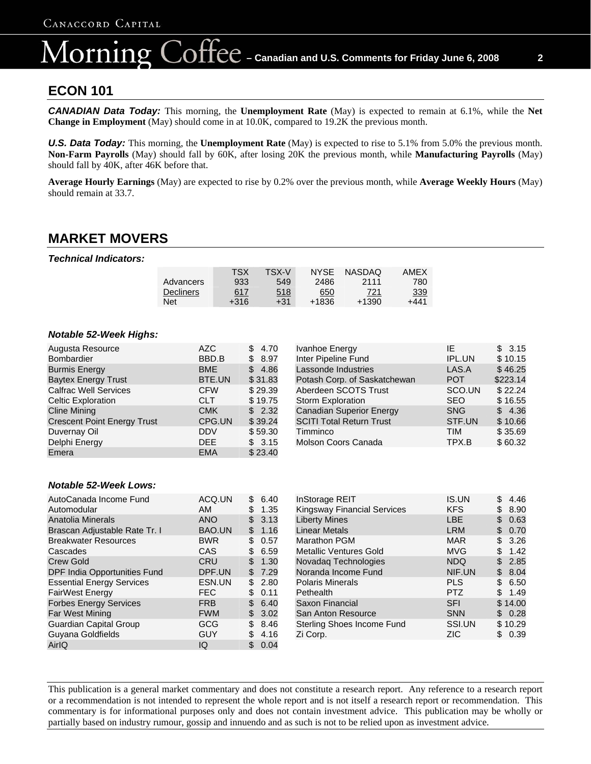## ECON 101

***CANADIAN Data Today:*** This morning, the **Unemployment Rate** (May) is expected to remain at 6.1%, while the **Net Change in Employment** (May) should come in at 10.0K, compared to 19.2K the previous month.

***U.S. Data Today:*** This morning, the **Unemployment Rate** (May) is expected to rise to 5.1% from 5.0% the previous month. **Non-Farm Payrolls** (May) should fall by 60K, after losing 20K the previous month, while **Manufacturing Payrolls** (May) should fall by 40K, after 46K before that.

**Average Hourly Earnings** (May) are expected to rise by 0.2% over the previous month, while **Average Weekly Hours** (May) should remain at 33.7.

## MARKET MOVERS

***Technical Indicators:***

| | TSX | TSX-V | NYSE | NASDAQ | AMEX |
|---|---|---|---|---|---|
| Advancers | 933 | 549 | 2486 | 2111 | 780 |
| Decliners | 617 | 518 | 650 | 721 | 339 |
| Net | +316 | +31 | +1836 | +1390 | +441 |

***Notable 52-Week Highs:***

| Company | Symbol | Price |
|---|---|---|
| Augusta Resource | AZC | $ 4.70 |
| Bombardier | BBD.B | $ 8.97 |
| Burmis Energy | BME | $ 4.86 |
| Baytex Energy Trust | BTE.UN | $ 31.83 |
| Calfrac Well Services | CFW | $ 29.39 |
| Celtic Exploration | CLT | $ 19.75 |
| Cline Mining | CMK | $ 2.32 |
| Crescent Point Energy Trust | CPG.UN | $ 39.24 |
| Duvernay Oil | DDV | $ 59.30 |
| Delphi Energy | DEE | $ 3.15 |
| Emera | EMA | $ 23.40 |
| Ivanhoe Energy | IE | $ 3.15 |
| Inter Pipeline Fund | IPL.UN | $ 10.15 |
| Lassonde Industries | LAS.A | $ 46.25 |
| Potash Corp. of Saskatchewan | POT | $223.14 |
| Aberdeen SCOTS Trust | SCO.UN | $ 22.24 |
| Storm Exploration | SEO | $ 16.55 |
| Canadian Superior Energy | SNG | $ 4.36 |
| SCITI Total Return Trust | STF.UN | $ 10.66 |
| Timminco | TIM | $ 35.69 |
| Molson Coors Canada | TPX.B | $ 60.32 |

***Notable 52-Week Lows:***

| Company | Symbol | Price |
|---|---|---|
| AutoCanada Income Fund | ACQ.UN | $ 6.40 |
| Automodular | AM | $ 1.35 |
| Anatolia Minerals | ANO | $ 3.13 |
| Brascan Adjustable Rate Tr. I | BAO.UN | $ 1.16 |
| Breakwater Resources | BWR | $ 0.57 |
| Cascades | CAS | $ 6.59 |
| Crew Gold | CRU | $ 1.30 |
| DPF India Opportunities Fund | DPF.UN | $ 7.29 |
| Essential Energy Services | ESN.UN | $ 2.80 |
| FairWest Energy | FEC | $ 0.11 |
| Forbes Energy Services | FRB | $ 6.40 |
| Far West Mining | FWM | $ 3.02 |
| Guardian Capital Group | GCG | $ 8.46 |
| Guyana Goldfields | GUY | $ 4.16 |
| AirIQ | IQ | $ 0.04 |
| InStorage REIT | IS.UN | $ 4.46 |
| Kingsway Financial Services | KFS | $ 8.90 |
| Liberty Mines | LBE | $ 0.63 |
| Linear Metals | LRM | $ 0.70 |
| Marathon PGM | MAR | $ 3.26 |
| Metallic Ventures Gold | MVG | $ 1.42 |
| Novadaq Technologies | NDQ | $ 2.85 |
| Noranda Income Fund | NIF.UN | $ 8.04 |
| Polaris Minerals | PLS | $ 6.50 |
| Pethealth | PTZ | $ 1.49 |
| Saxon Financial | SFI | $ 14.00 |
| San Anton Resource | SNN | $ 0.28 |
| Sterling Shoes Income Fund | SSI.UN | $ 10.29 |
| Zi Corp. | ZIC | $ 0.39 |

This publication is a general market commentary and does not constitute a research report. Any reference to a research report or a recommendation is not intended to represent the whole report and is not itself a research report or recommendation. This commentary is for informational purposes only and does not contain investment advice. This publication may be wholly or partially based on industry rumour, gossip and innuendo and as such is not to be relied upon as investment advice.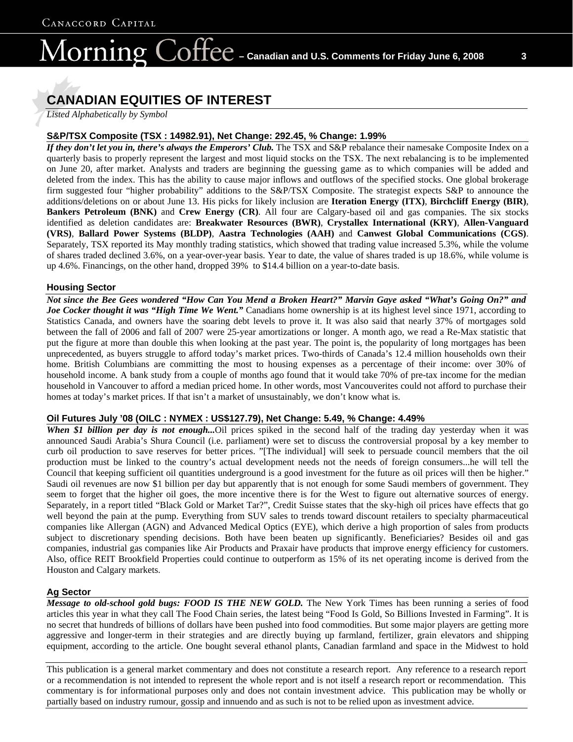# CANADIAN EQUITIES OF INTEREST

*Listed Alphabetically by Symbol*

## S&P/TSX Composite (TSX : 14982.91), Net Change: 292.45, % Change: 1.99%

***If they don't let you in, there's always the Emperors' Club.*** The TSX and S&P rebalance their namesake Composite Index on a quarterly basis to properly represent the largest and most liquid stocks on the TSX. The next rebalancing is to be implemented on June 20, after market. Analysts and traders are beginning the guessing game as to which companies will be added and deleted from the index. This has the ability to cause major inflows and outflows of the specified stocks. One global brokerage firm suggested four "higher probability" additions to the S&P/TSX Composite. The strategist expects S&P to announce the additions/deletions on or about June 13. His picks for likely inclusion are **Iteration Energy (ITX)**, **Birchcliff Energy (BIR)**, **Bankers Petroleum (BNK)** and **Crew Energy (CR)**. All four are Calgary-based oil and gas companies. The six stocks identified as deletion candidates are: **Breakwater Resources (BWR)**, **Crystallex International (KRY)**, **Allen-Vanguard (VRS)**, **Ballard Power Systems (BLDP)**, **Aastra Technologies (AAH)** and **Canwest Global Communications (CGS)**. Separately, TSX reported its May monthly trading statistics, which showed that trading value increased 5.3%, while the volume of shares traded declined 3.6%, on a year-over-year basis. Year to date, the value of shares traded is up 18.6%, while volume is up 4.6%. Financings, on the other hand, dropped 39% to $14.4 billion on a year-to-date basis.

## Housing Sector

***Not since the Bee Gees wondered "How Can You Mend a Broken Heart?" Marvin Gaye asked "What's Going On?" and Joe Cocker thought it was "High Time We Went."*** Canadians home ownership is at its highest level since 1971, according to Statistics Canada, and owners have the soaring debt levels to prove it. It was also said that nearly 37% of mortgages sold between the fall of 2006 and fall of 2007 were 25-year amortizations or longer. A month ago, we read a Re-Max statistic that put the figure at more than double this when looking at the past year. The point is, the popularity of long mortgages has been unprecedented, as buyers struggle to afford today's market prices. Two-thirds of Canada's 12.4 million households own their home. British Columbians are committing the most to housing expenses as a percentage of their income: over 30% of household income. A bank study from a couple of months ago found that it would take 70% of pre-tax income for the median household in Vancouver to afford a median priced home. In other words, most Vancouverites could not afford to purchase their homes at today's market prices. If that isn't a market of unsustainably, we don't know what is.

## Oil Futures July '08 (OILC : NYMEX : US$127.79), Net Change: 5.49, % Change: 4.49%

***When $1 billion per day is not enough...*** Oil prices spiked in the second half of the trading day yesterday when it was announced Saudi Arabia's Shura Council (i.e. parliament) were set to discuss the controversial proposal by a key member to curb oil production to save reserves for better prices. "[The individual] will seek to persuade council members that the oil production must be linked to the country's actual development needs not the needs of foreign consumers...he will tell the Council that keeping sufficient oil quantities underground is a good investment for the future as oil prices will then be higher." Saudi oil revenues are now $1 billion per day but apparently that is not enough for some Saudi members of government. They seem to forget that the higher oil goes, the more incentive there is for the West to figure out alternative sources of energy. Separately, in a report titled "Black Gold or Market Tar?", Credit Suisse states that the sky-high oil prices have effects that go well beyond the pain at the pump. Everything from SUV sales to trends toward discount retailers to specialty pharmaceutical companies like Allergan (AGN) and Advanced Medical Optics (EYE), which derive a high proportion of sales from products subject to discretionary spending decisions. Both have been beaten up significantly. Beneficiaries? Besides oil and gas companies, industrial gas companies like Air Products and Praxair have products that improve energy efficiency for customers. Also, office REIT Brookfield Properties could continue to outperform as 15% of its net operating income is derived from the Houston and Calgary markets.

## Ag Sector

***Message to old-school gold bugs: FOOD IS THE NEW GOLD.*** The New York Times has been running a series of food articles this year in what they call The Food Chain series, the latest being "Food Is Gold, So Billions Invested in Farming". It is no secret that hundreds of billions of dollars have been pushed into food commodities. But some major players are getting more aggressive and longer-term in their strategies and are directly buying up farmland, fertilizer, grain elevators and shipping equipment, according to the article. One bought several ethanol plants, Canadian farmland and space in the Midwest to hold

This publication is a general market commentary and does not constitute a research report. Any reference to a research report or a recommendation is not intended to represent the whole report and is not itself a research report or recommendation. This commentary is for informational purposes only and does not contain investment advice. This publication may be wholly or partially based on industry rumour, gossip and innuendo and as such is not to be relied upon as investment advice.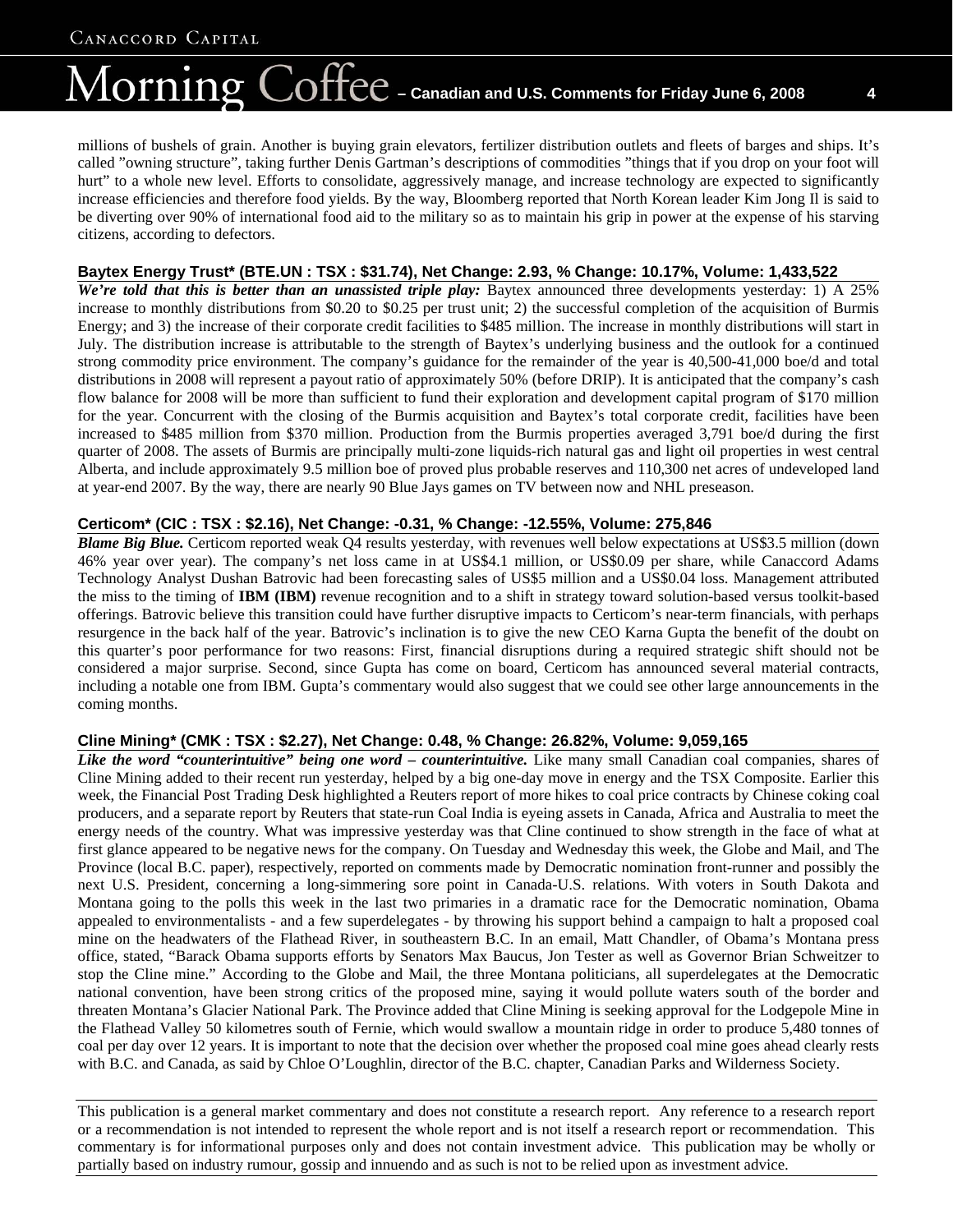millions of bushels of grain. Another is buying grain elevators, fertilizer distribution outlets and fleets of barges and ships. It's called "owning structure", taking further Denis Gartman's descriptions of commodities "things that if you drop on your foot will hurt" to a whole new level. Efforts to consolidate, aggressively manage, and increase technology are expected to significantly increase efficiencies and therefore food yields. By the way, Bloomberg reported that North Korean leader Kim Jong Il is said to be diverting over 90% of international food aid to the military so as to maintain his grip in power at the expense of his starving citizens, according to defectors.

**Baytex Energy Trust* (BTE.UN : TSX : $31.74), Net Change: 2.93, % Change: 10.17%, Volume: 1,433,522**

***We're told that this is better than an unassisted triple play:*** Baytex announced three developments yesterday: 1) A 25% increase to monthly distributions from $0.20 to $0.25 per trust unit; 2) the successful completion of the acquisition of Burmis Energy; and 3) the increase of their corporate credit facilities to $485 million. The increase in monthly distributions will start in July. The distribution increase is attributable to the strength of Baytex's underlying business and the outlook for a continued strong commodity price environment. The company's guidance for the remainder of the year is 40,500-41,000 boe/d and total distributions in 2008 will represent a payout ratio of approximately 50% (before DRIP). It is anticipated that the company's cash flow balance for 2008 will be more than sufficient to fund their exploration and development capital program of $170 million for the year. Concurrent with the closing of the Burmis acquisition and Baytex's total corporate credit, facilities have been increased to $485 million from $370 million. Production from the Burmis properties averaged 3,791 boe/d during the first quarter of 2008. The assets of Burmis are principally multi-zone liquids-rich natural gas and light oil properties in west central Alberta, and include approximately 9.5 million boe of proved plus probable reserves and 110,300 net acres of undeveloped land at year-end 2007. By the way, there are nearly 90 Blue Jays games on TV between now and NHL preseason.

**Certicom* (CIC : TSX : $2.16), Net Change: -0.31, % Change: -12.55%, Volume: 275,846**

***Blame Big Blue.*** Certicom reported weak Q4 results yesterday, with revenues well below expectations at US$3.5 million (down 46% year over year). The company's net loss came in at US$4.1 million, or US$0.09 per share, while Canaccord Adams Technology Analyst Dushan Batrovic had been forecasting sales of US$5 million and a US$0.04 loss. Management attributed the miss to the timing of **IBM (IBM)** revenue recognition and to a shift in strategy toward solution-based versus toolkit-based offerings. Batrovic believe this transition could have further disruptive impacts to Certicom's near-term financials, with perhaps resurgence in the back half of the year. Batrovic's inclination is to give the new CEO Karna Gupta the benefit of the doubt on this quarter's poor performance for two reasons: First, financial disruptions during a required strategic shift should not be considered a major surprise. Second, since Gupta has come on board, Certicom has announced several material contracts, including a notable one from IBM. Gupta's commentary would also suggest that we could see other large announcements in the coming months.

**Cline Mining* (CMK : TSX : $2.27), Net Change: 0.48, % Change: 26.82%, Volume: 9,059,165**

***Like the word "counterintuitive" being one word – counterintuitive.*** Like many small Canadian coal companies, shares of Cline Mining added to their recent run yesterday, helped by a big one-day move in energy and the TSX Composite. Earlier this week, the Financial Post Trading Desk highlighted a Reuters report of more hikes to coal price contracts by Chinese coking coal producers, and a separate report by Reuters that state-run Coal India is eyeing assets in Canada, Africa and Australia to meet the energy needs of the country. What was impressive yesterday was that Cline continued to show strength in the face of what at first glance appeared to be negative news for the company. On Tuesday and Wednesday this week, the Globe and Mail, and The Province (local B.C. paper), respectively, reported on comments made by Democratic nomination front-runner and possibly the next U.S. President, concerning a long-simmering sore point in Canada-U.S. relations. With voters in South Dakota and Montana going to the polls this week in the last two primaries in a dramatic race for the Democratic nomination, Obama appealed to environmentalists - and a few superdelegates - by throwing his support behind a campaign to halt a proposed coal mine on the headwaters of the Flathead River, in southeastern B.C. In an email, Matt Chandler, of Obama's Montana press office, stated, "Barack Obama supports efforts by Senators Max Baucus, Jon Tester as well as Governor Brian Schweitzer to stop the Cline mine." According to the Globe and Mail, the three Montana politicians, all superdelegates at the Democratic national convention, have been strong critics of the proposed mine, saying it would pollute waters south of the border and threaten Montana's Glacier National Park. The Province added that Cline Mining is seeking approval for the Lodgepole Mine in the Flathead Valley 50 kilometres south of Fernie, which would swallow a mountain ridge in order to produce 5,480 tonnes of coal per day over 12 years. It is important to note that the decision over whether the proposed coal mine goes ahead clearly rests with B.C. and Canada, as said by Chloe O'Loughlin, director of the B.C. chapter, Canadian Parks and Wilderness Society.

This publication is a general market commentary and does not constitute a research report. Any reference to a research report or a recommendation is not intended to represent the whole report and is not itself a research report or recommendation. This commentary is for informational purposes only and does not contain investment advice. This publication may be wholly or partially based on industry rumour, gossip and innuendo and as such is not to be relied upon as investment advice.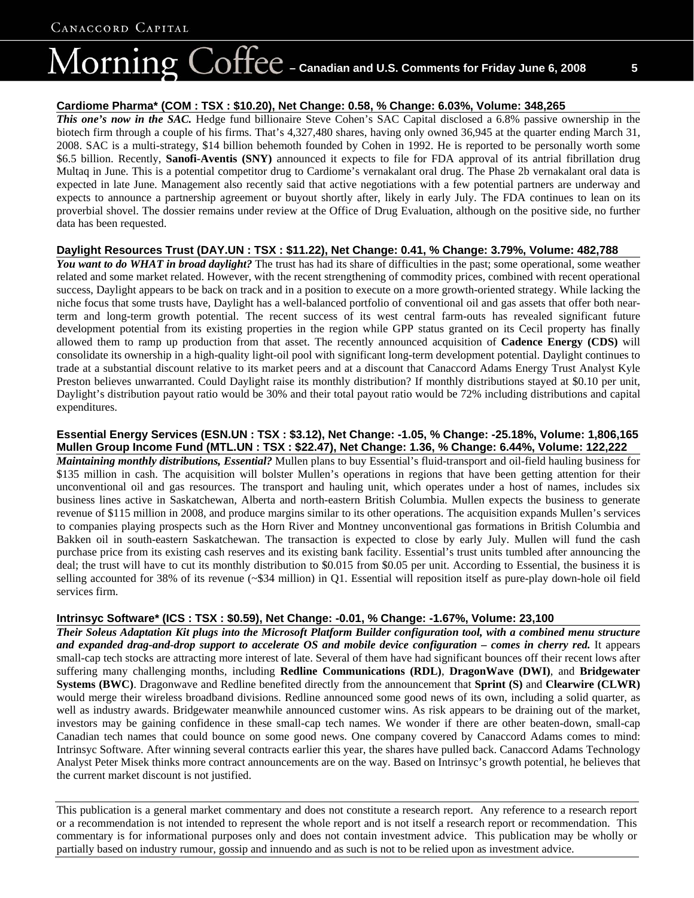### Cardiome Pharma* (COM : TSX : $10.20), Net Change: 0.58, % Change: 6.03%, Volume: 348,265

***This one's now in the SAC.*** Hedge fund billionaire Steve Cohen's SAC Capital disclosed a 6.8% passive ownership in the biotech firm through a couple of his firms. That's 4,327,480 shares, having only owned 36,945 at the quarter ending March 31, 2008. SAC is a multi-strategy, $14 billion behemoth founded by Cohen in 1992. He is reported to be personally worth some $6.5 billion. Recently, **Sanofi-Aventis (SNY)** announced it expects to file for FDA approval of its antrial fibrillation drug Multaq in June. This is a potential competitor drug to Cardiome's vernakalant oral drug. The Phase 2b vernakalant oral data is expected in late June. Management also recently said that active negotiations with a few potential partners are underway and expects to announce a partnership agreement or buyout shortly after, likely in early July. The FDA continues to lean on its proverbial shovel. The dossier remains under review at the Office of Drug Evaluation, although on the positive side, no further data has been requested.

### Daylight Resources Trust (DAY.UN : TSX : $11.22), Net Change: 0.41, % Change: 3.79%, Volume: 482,788

***You want to do WHAT in broad daylight?*** The trust has had its share of difficulties in the past; some operational, some weather related and some market related. However, with the recent strengthening of commodity prices, combined with recent operational success, Daylight appears to be back on track and in a position to execute on a more growth-oriented strategy. While lacking the niche focus that some trusts have, Daylight has a well-balanced portfolio of conventional oil and gas assets that offer both near-term and long-term growth potential. The recent success of its west central farm-outs has revealed significant future development potential from its existing properties in the region while GPP status granted on its Cecil property has finally allowed them to ramp up production from that asset. The recently announced acquisition of **Cadence Energy (CDS)** will consolidate its ownership in a high-quality light-oil pool with significant long-term development potential. Daylight continues to trade at a substantial discount relative to its market peers and at a discount that Canaccord Adams Energy Trust Analyst Kyle Preston believes unwarranted. Could Daylight raise its monthly distribution? If monthly distributions stayed at $0.10 per unit, Daylight's distribution payout ratio would be 30% and their total payout ratio would be 72% including distributions and capital expenditures.

### Essential Energy Services (ESN.UN : TSX : $3.12), Net Change: -1.05, % Change: -25.18%, Volume: 1,806,165
### Mullen Group Income Fund (MTL.UN : TSX : $22.47), Net Change: 1.36, % Change: 6.44%, Volume: 122,222

***Maintaining monthly distributions, Essential?*** Mullen plans to buy Essential's fluid-transport and oil-field hauling business for $135 million in cash. The acquisition will bolster Mullen's operations in regions that have been getting attention for their unconventional oil and gas resources. The transport and hauling unit, which operates under a host of names, includes six business lines active in Saskatchewan, Alberta and north-eastern British Columbia. Mullen expects the business to generate revenue of $115 million in 2008, and produce margins similar to its other operations. The acquisition expands Mullen's services to companies playing prospects such as the Horn River and Montney unconventional gas formations in British Columbia and Bakken oil in south-eastern Saskatchewan. The transaction is expected to close by early July. Mullen will fund the cash purchase price from its existing cash reserves and its existing bank facility. Essential's trust units tumbled after announcing the deal; the trust will have to cut its monthly distribution to $0.015 from $0.05 per unit. According to Essential, the business it is selling accounted for 38% of its revenue (~$34 million) in Q1. Essential will reposition itself as pure-play down-hole oil field services firm.

### Intrinsyc Software* (ICS : TSX : $0.59), Net Change: -0.01, % Change: -1.67%, Volume: 23,100

***Their Soleus Adaptation Kit plugs into the Microsoft Platform Builder configuration tool, with a combined menu structure and expanded drag-and-drop support to accelerate OS and mobile device configuration – comes in cherry red.*** It appears small-cap tech stocks are attracting more interest of late. Several of them have had significant bounces off their recent lows after suffering many challenging months, including **Redline Communications (RDL)**, **DragonWave (DWI)**, and **Bridgewater Systems (BWC)**. Dragonwave and Redline benefited directly from the announcement that **Sprint (S)** and **Clearwire (CLWR)** would merge their wireless broadband divisions. Redline announced some good news of its own, including a solid quarter, as well as industry awards. Bridgewater meanwhile announced customer wins. As risk appears to be draining out of the market, investors may be gaining confidence in these small-cap tech names. We wonder if there are other beaten-down, small-cap Canadian tech names that could bounce on some good news. One company covered by Canaccord Adams comes to mind: Intrinsyc Software. After winning several contracts earlier this year, the shares have pulled back. Canaccord Adams Technology Analyst Peter Misek thinks more contract announcements are on the way. Based on Intrinsyc's growth potential, he believes that the current market discount is not justified.

---

This publication is a general market commentary and does not constitute a research report. Any reference to a research report or a recommendation is not intended to represent the whole report and is not itself a research report or recommendation. This commentary is for informational purposes only and does not contain investment advice. This publication may be wholly or partially based on industry rumour, gossip and innuendo and as such is not to be relied upon as investment advice.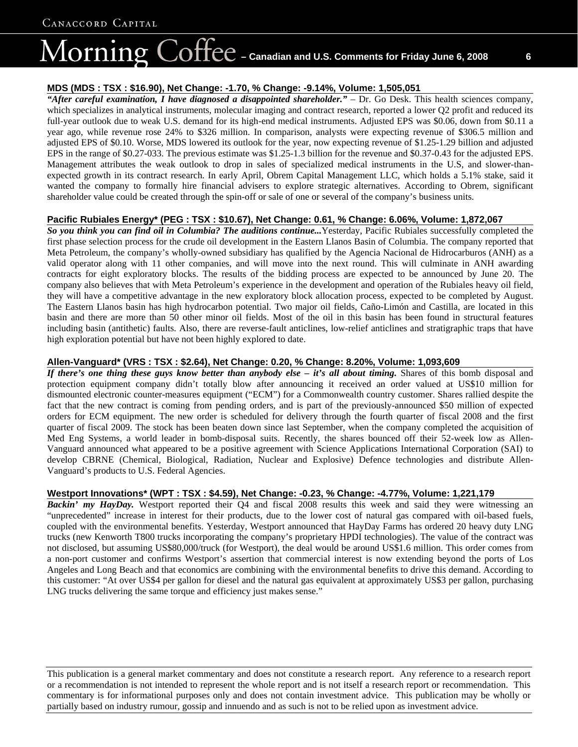### MDS (MDS : TSX : $16.90), Net Change: -1.70, % Change: -9.14%, Volume: 1,505,051

***"After careful examination, I have diagnosed a disappointed shareholder."*** – Dr. Go Desk. This health sciences company, which specializes in analytical instruments, molecular imaging and contract research, reported a lower Q2 profit and reduced its full-year outlook due to weak U.S. demand for its high-end medical instruments. Adjusted EPS was $0.06, down from $0.11 a year ago, while revenue rose 24% to $326 million. In comparison, analysts were expecting revenue of $306.5 million and adjusted EPS of $0.10. Worse, MDS lowered its outlook for the year, now expecting revenue of $1.25-1.29 billion and adjusted EPS in the range of $0.27-033. The previous estimate was $1.25-1.3 billion for the revenue and $0.37-0.43 for the adjusted EPS. Management attributes the weak outlook to drop in sales of specialized medical instruments in the U.S, and slower-than-expected growth in its contract research. In early April, Obrem Capital Management LLC, which holds a 5.1% stake, said it wanted the company to formally hire financial advisers to explore strategic alternatives. According to Obrem, significant shareholder value could be created through the spin-off or sale of one or several of the company's business units.

### Pacific Rubiales Energy* (PEG : TSX : $10.67), Net Change: 0.61, % Change: 6.06%, Volume: 1,872,067

***So you think you can find oil in Columbia? The auditions continue...*** Yesterday, Pacific Rubiales successfully completed the first phase selection process for the crude oil development in the Eastern Llanos Basin of Columbia. The company reported that Meta Petroleum, the company's wholly-owned subsidiary has qualified by the Agencia Nacional de Hidrocarburos (ANH) as a valid operator along with 11 other companies, and will move into the next round. This will culminate in ANH awarding contracts for eight exploratory blocks. The results of the bidding process are expected to be announced by June 20. The company also believes that with Meta Petroleum's experience in the development and operation of the Rubiales heavy oil field, they will have a competitive advantage in the new exploratory block allocation process, expected to be completed by August. The Eastern Llanos basin has high hydrocarbon potential. Two major oil fields, Caño-Limón and Castilla, are located in this basin and there are more than 50 other minor oil fields. Most of the oil in this basin has been found in structural features including basin (antithetic) faults. Also, there are reverse-fault anticlines, low-relief anticlines and stratigraphic traps that have high exploration potential but have not been highly explored to date.

### Allen-Vanguard* (VRS : TSX : $2.64), Net Change: 0.20, % Change: 8.20%, Volume: 1,093,609

***If there's one thing these guys know better than anybody else – it's all about timing.*** Shares of this bomb disposal and protection equipment company didn't totally blow after announcing it received an order valued at US$10 million for dismounted electronic counter-measures equipment ("ECM") for a Commonwealth country customer. Shares rallied despite the fact that the new contract is coming from pending orders, and is part of the previously-announced $50 million of expected orders for ECM equipment. The new order is scheduled for delivery through the fourth quarter of fiscal 2008 and the first quarter of fiscal 2009. The stock has been beaten down since last September, when the company completed the acquisition of Med Eng Systems, a world leader in bomb-disposal suits. Recently, the shares bounced off their 52-week low as Allen-Vanguard announced what appeared to be a positive agreement with Science Applications International Corporation (SAI) to develop CBRNE (Chemical, Biological, Radiation, Nuclear and Explosive) Defence technologies and distribute Allen-Vanguard's products to U.S. Federal Agencies.

### Westport Innovations* (WPT : TSX : $4.59), Net Change: -0.23, % Change: -4.77%, Volume: 1,221,179

***Backin' my HayDay.*** Westport reported their Q4 and fiscal 2008 results this week and said they were witnessing an "unprecedented" increase in interest for their products, due to the lower cost of natural gas compared with oil-based fuels, coupled with the environmental benefits. Yesterday, Westport announced that HayDay Farms has ordered 20 heavy duty LNG trucks (new Kenworth T800 trucks incorporating the company's proprietary HPDI technologies). The value of the contract was not disclosed, but assuming US$80,000/truck (for Westport), the deal would be around US$1.6 million. This order comes from a non-port customer and confirms Westport's assertion that commercial interest is now extending beyond the ports of Los Angeles and Long Beach and that economics are combining with the environmental benefits to drive this demand. According to this customer: "At over US$4 per gallon for diesel and the natural gas equivalent at approximately US$3 per gallon, purchasing LNG trucks delivering the same torque and efficiency just makes sense."

This publication is a general market commentary and does not constitute a research report. Any reference to a research report or a recommendation is not intended to represent the whole report and is not itself a research report or recommendation. This commentary is for informational purposes only and does not contain investment advice. This publication may be wholly or partially based on industry rumour, gossip and innuendo and as such is not to be relied upon as investment advice.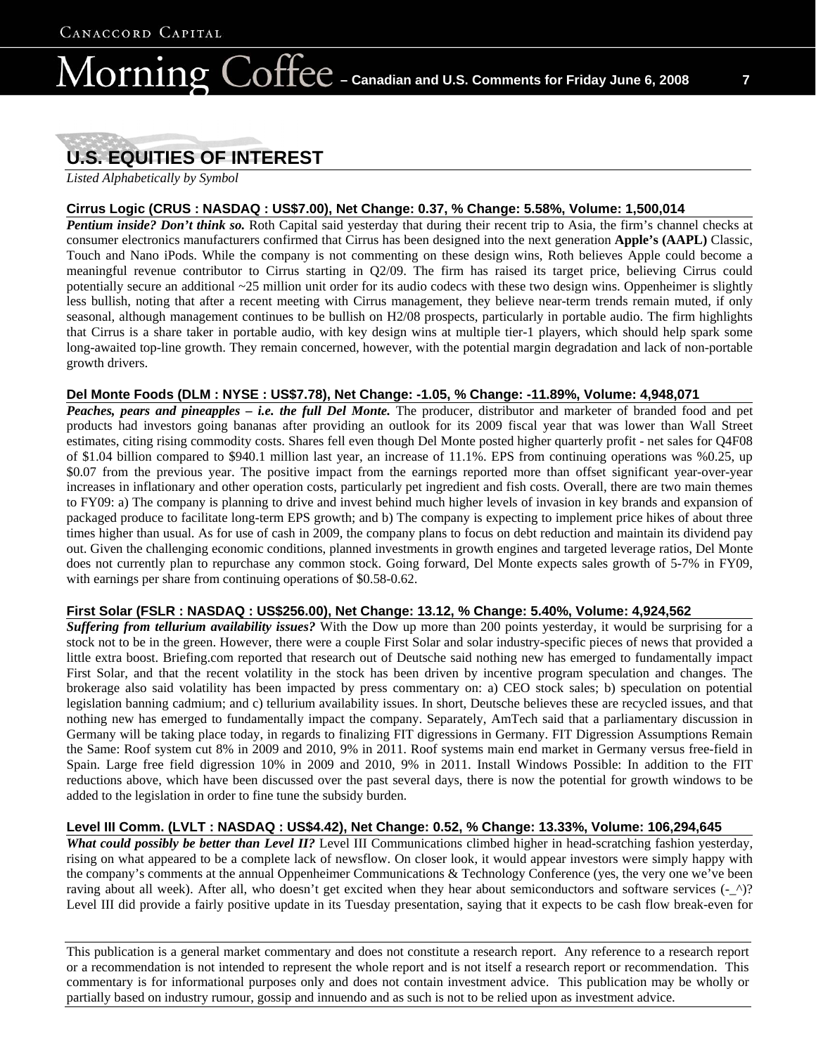## U.S. EQUITIES OF INTEREST

*Listed Alphabetically by Symbol*

### Cirrus Logic (CRUS : NASDAQ : US$7.00), Net Change: 0.37, % Change: 5.58%, Volume: 1,500,014

***Pentium inside? Don't think so.*** Roth Capital said yesterday that during their recent trip to Asia, the firm's channel checks at consumer electronics manufacturers confirmed that Cirrus has been designed into the next generation **Apple's (AAPL)** Classic, Touch and Nano iPods. While the company is not commenting on these design wins, Roth believes Apple could become a meaningful revenue contributor to Cirrus starting in Q2/09. The firm has raised its target price, believing Cirrus could potentially secure an additional ~25 million unit order for its audio codecs with these two design wins. Oppenheimer is slightly less bullish, noting that after a recent meeting with Cirrus management, they believe near-term trends remain muted, if only seasonal, although management continues to be bullish on H2/08 prospects, particularly in portable audio. The firm highlights that Cirrus is a share taker in portable audio, with key design wins at multiple tier-1 players, which should help spark some long-awaited top-line growth. They remain concerned, however, with the potential margin degradation and lack of non-portable growth drivers.

### Del Monte Foods (DLM : NYSE : US$7.78), Net Change: -1.05, % Change: -11.89%, Volume: 4,948,071

***Peaches, pears and pineapples – i.e. the full Del Monte.*** The producer, distributor and marketer of branded food and pet products had investors going bananas after providing an outlook for its 2009 fiscal year that was lower than Wall Street estimates, citing rising commodity costs. Shares fell even though Del Monte posted higher quarterly profit - net sales for Q4F08 of $1.04 billion compared to $940.1 million last year, an increase of 11.1%. EPS from continuing operations was %0.25, up $0.07 from the previous year. The positive impact from the earnings reported more than offset significant year-over-year increases in inflationary and other operation costs, particularly pet ingredient and fish costs. Overall, there are two main themes to FY09: a) The company is planning to drive and invest behind much higher levels of invasion in key brands and expansion of packaged produce to facilitate long-term EPS growth; and b) The company is expecting to implement price hikes of about three times higher than usual. As for use of cash in 2009, the company plans to focus on debt reduction and maintain its dividend pay out. Given the challenging economic conditions, planned investments in growth engines and targeted leverage ratios, Del Monte does not currently plan to repurchase any common stock. Going forward, Del Monte expects sales growth of 5-7% in FY09, with earnings per share from continuing operations of $0.58-0.62.

### First Solar (FSLR : NASDAQ : US$256.00), Net Change: 13.12, % Change: 5.40%, Volume: 4,924,562

***Suffering from tellurium availability issues?*** With the Dow up more than 200 points yesterday, it would be surprising for a stock not to be in the green. However, there were a couple First Solar and solar industry-specific pieces of news that provided a little extra boost. Briefing.com reported that research out of Deutsche said nothing new has emerged to fundamentally impact First Solar, and that the recent volatility in the stock has been driven by incentive program speculation and changes. The brokerage also said volatility has been impacted by press commentary on: a) CEO stock sales; b) speculation on potential legislation banning cadmium; and c) tellurium availability issues. In short, Deutsche believes these are recycled issues, and that nothing new has emerged to fundamentally impact the company. Separately, AmTech said that a parliamentary discussion in Germany will be taking place today, in regards to finalizing FIT digressions in Germany. FIT Digression Assumptions Remain the Same: Roof system cut 8% in 2009 and 2010, 9% in 2011. Roof systems main end market in Germany versus free-field in Spain. Large free field digression 10% in 2009 and 2010, 9% in 2011. Install Windows Possible: In addition to the FIT reductions above, which have been discussed over the past several days, there is now the potential for growth windows to be added to the legislation in order to fine tune the subsidy burden.

### Level III Comm. (LVLT : NASDAQ : US$4.42), Net Change: 0.52, % Change: 13.33%, Volume: 106,294,645

***What could possibly be better than Level II?*** Level III Communications climbed higher in head-scratching fashion yesterday, rising on what appeared to be a complete lack of newsflow. On closer look, it would appear investors were simply happy with the company's comments at the annual Oppenheimer Communications & Technology Conference (yes, the very one we've been raving about all week). After all, who doesn't get excited when they hear about semiconductors and software services (-_^)? Level III did provide a fairly positive update in its Tuesday presentation, saying that it expects to be cash flow break-even for

This publication is a general market commentary and does not constitute a research report. Any reference to a research report or a recommendation is not intended to represent the whole report and is not itself a research report or recommendation. This commentary is for informational purposes only and does not contain investment advice. This publication may be wholly or partially based on industry rumour, gossip and innuendo and as such is not to be relied upon as investment advice.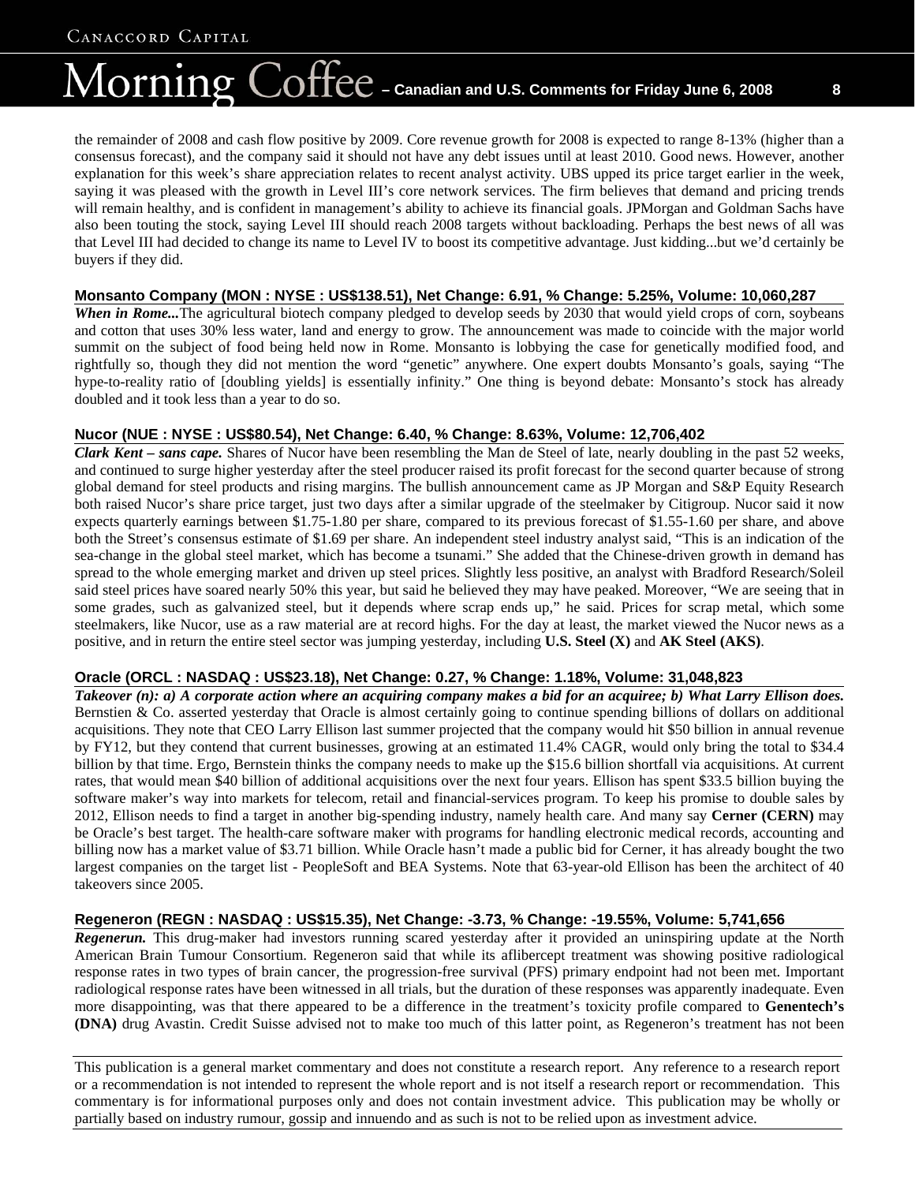the remainder of 2008 and cash flow positive by 2009. Core revenue growth for 2008 is expected to range 8-13% (higher than a consensus forecast), and the company said it should not have any debt issues until at least 2010. Good news. However, another explanation for this week's share appreciation relates to recent analyst activity. UBS upped its price target earlier in the week, saying it was pleased with the growth in Level III's core network services. The firm believes that demand and pricing trends will remain healthy, and is confident in management's ability to achieve its financial goals. JPMorgan and Goldman Sachs have also been touting the stock, saying Level III should reach 2008 targets without backloading. Perhaps the best news of all was that Level III had decided to change its name to Level IV to boost its competitive advantage. Just kidding...but we'd certainly be buyers if they did.

**Monsanto Company (MON : NYSE : US$138.51), Net Change: 6.91, % Change: 5.25%, Volume: 10,060,287**

***When in Rome...*** The agricultural biotech company pledged to develop seeds by 2030 that would yield crops of corn, soybeans and cotton that uses 30% less water, land and energy to grow. The announcement was made to coincide with the major world summit on the subject of food being held now in Rome. Monsanto is lobbying the case for genetically modified food, and rightfully so, though they did not mention the word "genetic" anywhere. One expert doubts Monsanto's goals, saying "The hype-to-reality ratio of [doubling yields] is essentially infinity." One thing is beyond debate: Monsanto's stock has already doubled and it took less than a year to do so.

**Nucor (NUE : NYSE : US$80.54), Net Change: 6.40, % Change: 8.63%, Volume: 12,706,402**

***Clark Kent – sans cape.*** Shares of Nucor have been resembling the Man de Steel of late, nearly doubling in the past 52 weeks, and continued to surge higher yesterday after the steel producer raised its profit forecast for the second quarter because of strong global demand for steel products and rising margins. The bullish announcement came as JP Morgan and S&P Equity Research both raised Nucor's share price target, just two days after a similar upgrade of the steelmaker by Citigroup. Nucor said it now expects quarterly earnings between $1.75-1.80 per share, compared to its previous forecast of $1.55-1.60 per share, and above both the Street's consensus estimate of $1.69 per share. An independent steel industry analyst said, "This is an indication of the sea-change in the global steel market, which has become a tsunami." She added that the Chinese-driven growth in demand has spread to the whole emerging market and driven up steel prices. Slightly less positive, an analyst with Bradford Research/Soleil said steel prices have soared nearly 50% this year, but said he believed they may have peaked. Moreover, "We are seeing that in some grades, such as galvanized steel, but it depends where scrap ends up," he said. Prices for scrap metal, which some steelmakers, like Nucor, use as a raw material are at record highs. For the day at least, the market viewed the Nucor news as a positive, and in return the entire steel sector was jumping yesterday, including **U.S. Steel (X)** and **AK Steel (AKS)**.

**Oracle (ORCL : NASDAQ : US$23.18), Net Change: 0.27, % Change: 1.18%, Volume: 31,048,823**

***Takeover (n): a) A corporate action where an acquiring company makes a bid for an acquiree; b) What Larry Ellison does.*** Bernstien & Co. asserted yesterday that Oracle is almost certainly going to continue spending billions of dollars on additional acquisitions. They note that CEO Larry Ellison last summer projected that the company would hit $50 billion in annual revenue by FY12, but they contend that current businesses, growing at an estimated 11.4% CAGR, would only bring the total to $34.4 billion by that time. Ergo, Bernstein thinks the company needs to make up the $15.6 billion shortfall via acquisitions. At current rates, that would mean $40 billion of additional acquisitions over the next four years. Ellison has spent $33.5 billion buying the software maker's way into markets for telecom, retail and financial-services program. To keep his promise to double sales by 2012, Ellison needs to find a target in another big-spending industry, namely health care. And many say **Cerner (CERN)** may be Oracle's best target. The health-care software maker with programs for handling electronic medical records, accounting and billing now has a market value of $3.71 billion. While Oracle hasn't made a public bid for Cerner, it has already bought the two largest companies on the target list - PeopleSoft and BEA Systems. Note that 63-year-old Ellison has been the architect of 40 takeovers since 2005.

**Regeneron (REGN : NASDAQ : US$15.35), Net Change: -3.73, % Change: -19.55%, Volume: 5,741,656**

***Regenerun.*** This drug-maker had investors running scared yesterday after it provided an uninspiring update at the North American Brain Tumour Consortium. Regeneron said that while its aflibercept treatment was showing positive radiological response rates in two types of brain cancer, the progression-free survival (PFS) primary endpoint had not been met. Important radiological response rates have been witnessed in all trials, but the duration of these responses was apparently inadequate. Even more disappointing, was that there appeared to be a difference in the treatment's toxicity profile compared to **Genentech's (DNA)** drug Avastin. Credit Suisse advised not to make too much of this latter point, as Regeneron's treatment has not been

This publication is a general market commentary and does not constitute a research report. Any reference to a research report or a recommendation is not intended to represent the whole report and is not itself a research report or recommendation. This commentary is for informational purposes only and does not contain investment advice. This publication may be wholly or partially based on industry rumour, gossip and innuendo and as such is not to be relied upon as investment advice.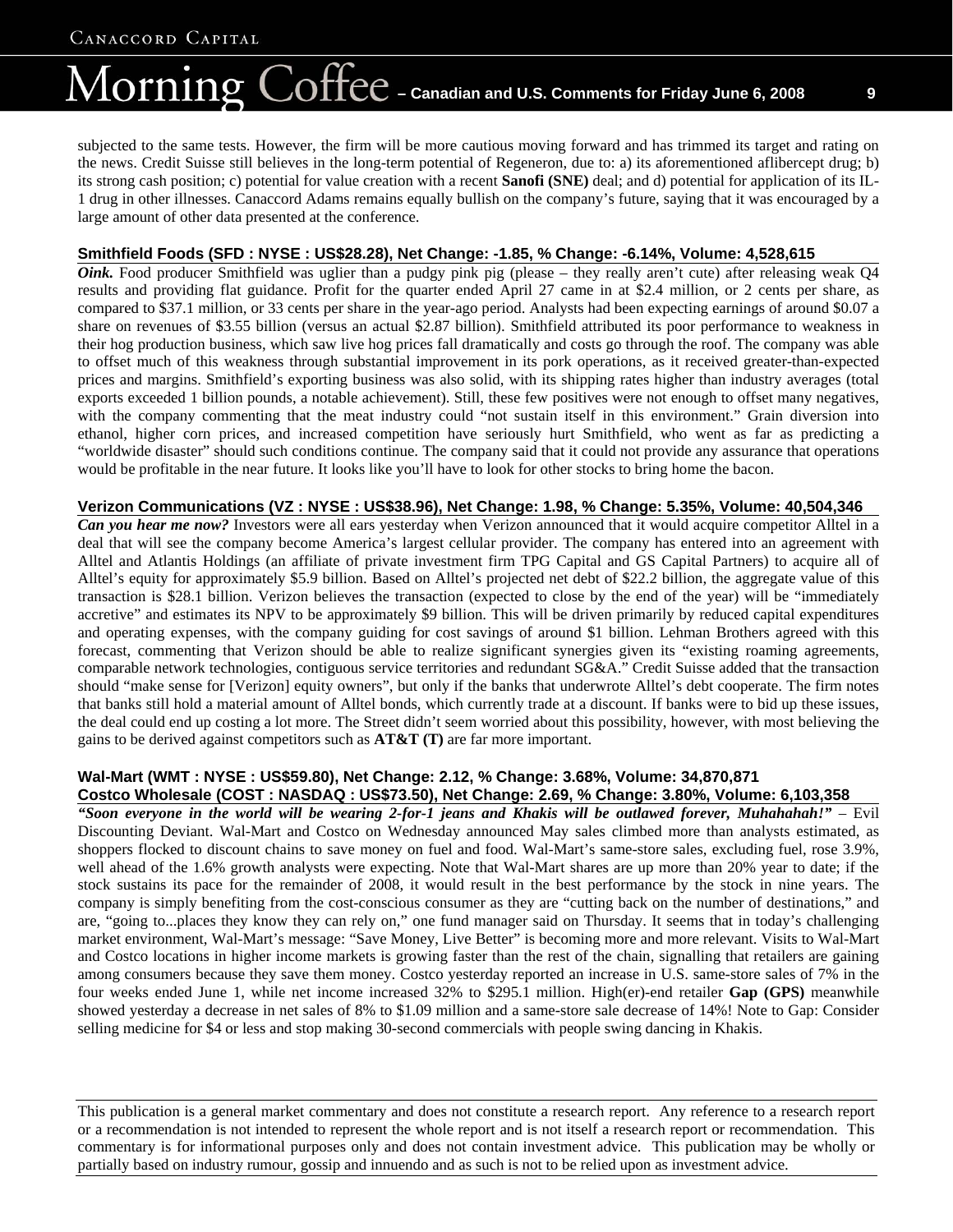subjected to the same tests. However, the firm will be more cautious moving forward and has trimmed its target and rating on the news. Credit Suisse still believes in the long-term potential of Regeneron, due to: a) its aforementioned aflibercept drug; b) its strong cash position; c) potential for value creation with a recent **Sanofi (SNE)** deal; and d) potential for application of its IL-1 drug in other illnesses. Canaccord Adams remains equally bullish on the company's future, saying that it was encouraged by a large amount of other data presented at the conference.

## Smithfield Foods (SFD : NYSE : US$28.28), Net Change: -1.85, % Change: -6.14%, Volume: 4,528,615

***Oink.*** Food producer Smithfield was uglier than a pudgy pink pig (please – they really aren't cute) after releasing weak Q4 results and providing flat guidance. Profit for the quarter ended April 27 came in at $2.4 million, or 2 cents per share, as compared to $37.1 million, or 33 cents per share in the year-ago period. Analysts had been expecting earnings of around $0.07 a share on revenues of $3.55 billion (versus an actual $2.87 billion). Smithfield attributed its poor performance to weakness in their hog production business, which saw live hog prices fall dramatically and costs go through the roof. The company was able to offset much of this weakness through substantial improvement in its pork operations, as it received greater-than-expected prices and margins. Smithfield's exporting business was also solid, with its shipping rates higher than industry averages (total exports exceeded 1 billion pounds, a notable achievement). Still, these few positives were not enough to offset many negatives, with the company commenting that the meat industry could "not sustain itself in this environment." Grain diversion into ethanol, higher corn prices, and increased competition have seriously hurt Smithfield, who went as far as predicting a "worldwide disaster" should such conditions continue. The company said that it could not provide any assurance that operations would be profitable in the near future. It looks like you'll have to look for other stocks to bring home the bacon.

## Verizon Communications (VZ : NYSE : US$38.96), Net Change: 1.98, % Change: 5.35%, Volume: 40,504,346

***Can you hear me now?*** Investors were all ears yesterday when Verizon announced that it would acquire competitor Alltel in a deal that will see the company become America's largest cellular provider. The company has entered into an agreement with Alltel and Atlantis Holdings (an affiliate of private investment firm TPG Capital and GS Capital Partners) to acquire all of Alltel's equity for approximately $5.9 billion. Based on Alltel's projected net debt of $22.2 billion, the aggregate value of this transaction is $28.1 billion. Verizon believes the transaction (expected to close by the end of the year) will be "immediately accretive" and estimates its NPV to be approximately $9 billion. This will be driven primarily by reduced capital expenditures and operating expenses, with the company guiding for cost savings of around $1 billion. Lehman Brothers agreed with this forecast, commenting that Verizon should be able to realize significant synergies given its "existing roaming agreements, comparable network technologies, contiguous service territories and redundant SG&A." Credit Suisse added that the transaction should "make sense for [Verizon] equity owners", but only if the banks that underwrote Alltel's debt cooperate. The firm notes that banks still hold a material amount of Alltel bonds, which currently trade at a discount. If banks were to bid up these issues, the deal could end up costing a lot more. The Street didn't seem worried about this possibility, however, with most believing the gains to be derived against competitors such as **AT&T (T)** are far more important.

## Wal-Mart (WMT : NYSE : US$59.80), Net Change: 2.12, % Change: 3.68%, Volume: 34,870,871
## Costco Wholesale (COST : NASDAQ : US$73.50), Net Change: 2.69, % Change: 3.80%, Volume: 6,103,358

***"Soon everyone in the world will be wearing 2-for-1 jeans and Khakis will be outlawed forever, Muhahahah!"*** – Evil Discounting Deviant. Wal-Mart and Costco on Wednesday announced May sales climbed more than analysts estimated, as shoppers flocked to discount chains to save money on fuel and food. Wal-Mart's same-store sales, excluding fuel, rose 3.9%, well ahead of the 1.6% growth analysts were expecting. Note that Wal-Mart shares are up more than 20% year to date; if the stock sustains its pace for the remainder of 2008, it would result in the best performance by the stock in nine years. The company is simply benefiting from the cost-conscious consumer as they are "cutting back on the number of destinations," and are, "going to...places they know they can rely on," one fund manager said on Thursday. It seems that in today's challenging market environment, Wal-Mart's message: "Save Money, Live Better" is becoming more and more relevant. Visits to Wal-Mart and Costco locations in higher income markets is growing faster than the rest of the chain, signalling that retailers are gaining among consumers because they save them money. Costco yesterday reported an increase in U.S. same-store sales of 7% in the four weeks ended June 1, while net income increased 32% to $295.1 million. High(er)-end retailer **Gap (GPS)** meanwhile showed yesterday a decrease in net sales of 8% to $1.09 million and a same-store sale decrease of 14%! Note to Gap: Consider selling medicine for $4 or less and stop making 30-second commercials with people swing dancing in Khakis.

This publication is a general market commentary and does not constitute a research report. Any reference to a research report or a recommendation is not intended to represent the whole report and is not itself a research report or recommendation. This commentary is for informational purposes only and does not contain investment advice. This publication may be wholly or partially based on industry rumour, gossip and innuendo and as such is not to be relied upon as investment advice.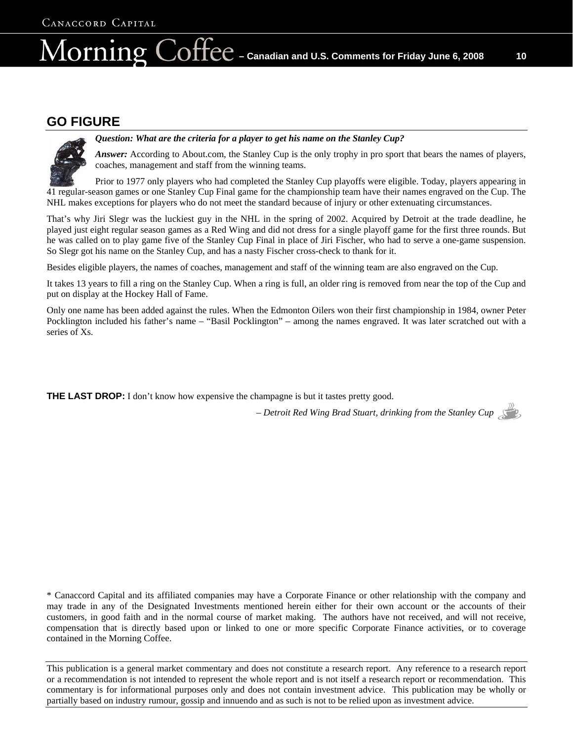## GO FIGURE

***Question: What are the criteria for a player to get his name on the Stanley Cup?***

***Answer:*** According to About.com, the Stanley Cup is the only trophy in pro sport that bears the names of players, coaches, management and staff from the winning teams.

Prior to 1977 only players who had completed the Stanley Cup playoffs were eligible. Today, players appearing in 41 regular-season games or one Stanley Cup Final game for the championship team have their names engraved on the Cup. The NHL makes exceptions for players who do not meet the standard because of injury or other extenuating circumstances.

That's why Jiri Slegr was the luckiest guy in the NHL in the spring of 2002. Acquired by Detroit at the trade deadline, he played just eight regular season games as a Red Wing and did not dress for a single playoff game for the first three rounds. But he was called on to play game five of the Stanley Cup Final in place of Jiri Fischer, who had to serve a one-game suspension. So Slegr got his name on the Stanley Cup, and has a nasty Fischer cross-check to thank for it.

Besides eligible players, the names of coaches, management and staff of the winning team are also engraved on the Cup.

It takes 13 years to fill a ring on the Stanley Cup. When a ring is full, an older ring is removed from near the top of the Cup and put on display at the Hockey Hall of Fame.

Only one name has been added against the rules. When the Edmonton Oilers won their first championship in 1984, owner Peter Pocklington included his father's name – "Basil Pocklington" – among the names engraved. It was later scratched out with a series of Xs.

**THE LAST DROP:** I don't know how expensive the champagne is but it tastes pretty good.

*– Detroit Red Wing Brad Stuart, drinking from the Stanley Cup*

* Canaccord Capital and its affiliated companies may have a Corporate Finance or other relationship with the company and may trade in any of the Designated Investments mentioned herein either for their own account or the accounts of their customers, in good faith and in the normal course of market making. The authors have not received, and will not receive, compensation that is directly based upon or linked to one or more specific Corporate Finance activities, or to coverage contained in the Morning Coffee.

This publication is a general market commentary and does not constitute a research report. Any reference to a research report or a recommendation is not intended to represent the whole report and is not itself a research report or recommendation. This commentary is for informational purposes only and does not contain investment advice. This publication may be wholly or partially based on industry rumour, gossip and innuendo and as such is not to be relied upon as investment advice.